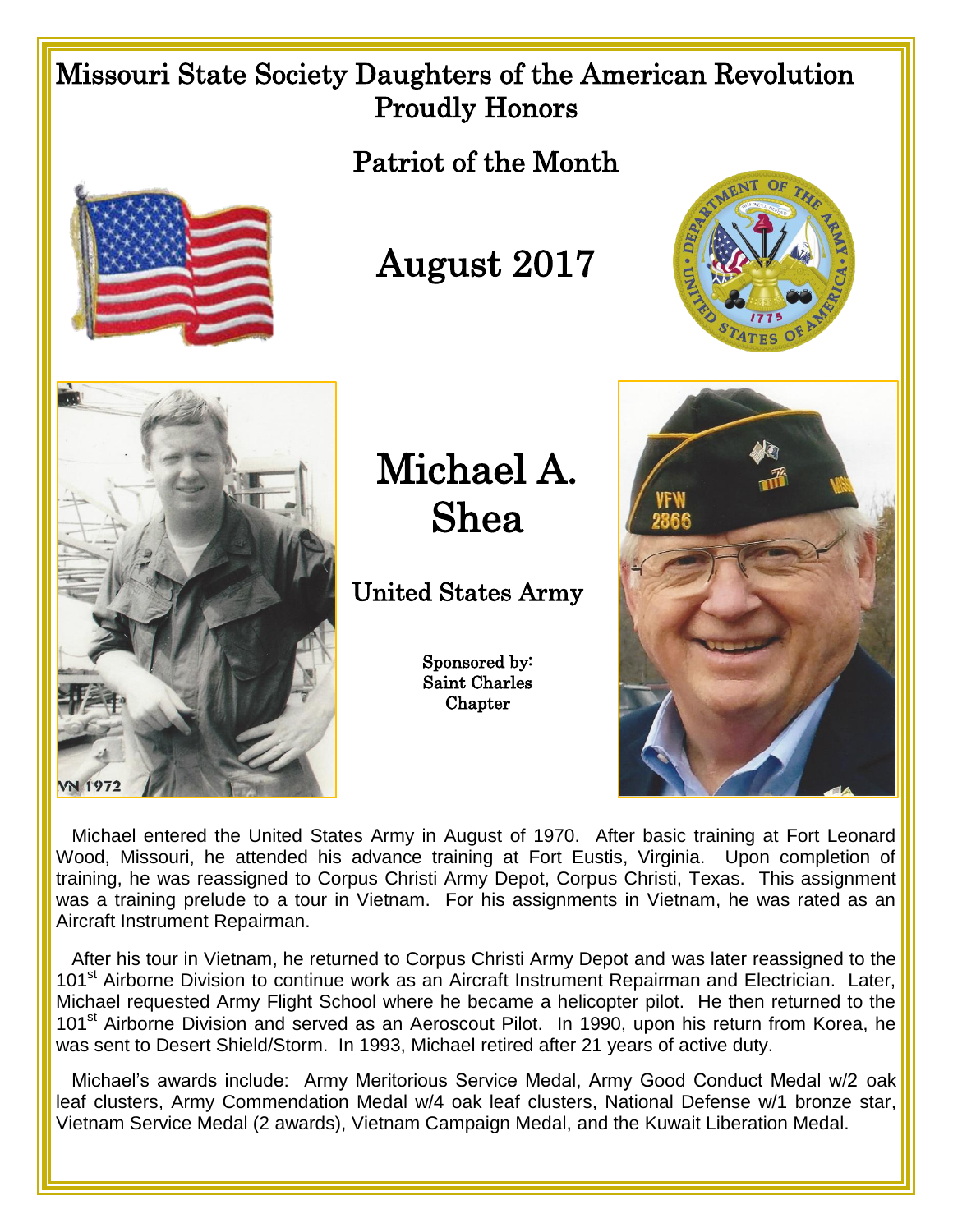# Missouri State Society Daughters of the American Revolution Proudly Honors

## Patriot of the Month

## August 2017

# Michael A. Shea

## United States Army

Sponsored by:
Saint Charles
Chapter

Michael entered the United States Army in August of 1970. After basic training at Fort Leonard Wood, Missouri, he attended his advance training at Fort Eustis, Virginia. Upon completion of training, he was reassigned to Corpus Christi Army Depot, Corpus Christi, Texas. This assignment was a training prelude to a tour in Vietnam. For his assignments in Vietnam, he was rated as an Aircraft Instrument Repairman.

After his tour in Vietnam, he returned to Corpus Christi Army Depot and was later reassigned to the 101st Airborne Division to continue work as an Aircraft Instrument Repairman and Electrician. Later, Michael requested Army Flight School where he became a helicopter pilot. He then returned to the 101st Airborne Division and served as an Aeroscout Pilot. In 1990, upon his return from Korea, he was sent to Desert Shield/Storm. In 1993, Michael retired after 21 years of active duty.

Michael's awards include: Army Meritorious Service Medal, Army Good Conduct Medal w/2 oak leaf clusters, Army Commendation Medal w/4 oak leaf clusters, National Defense w/1 bronze star, Vietnam Service Medal (2 awards), Vietnam Campaign Medal, and the Kuwait Liberation Medal.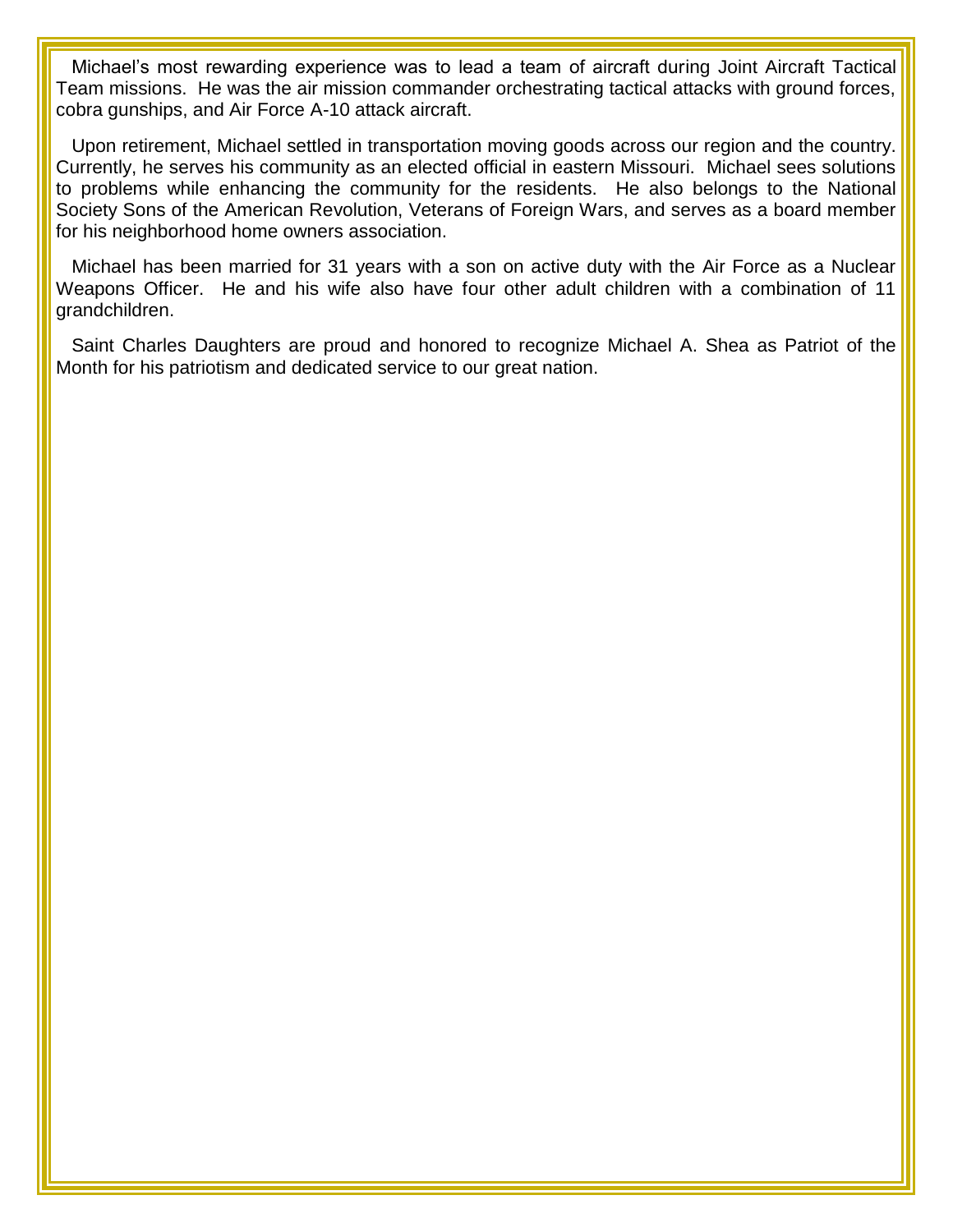Michael's most rewarding experience was to lead a team of aircraft during Joint Aircraft Tactical Team missions. He was the air mission commander orchestrating tactical attacks with ground forces, cobra gunships, and Air Force A-10 attack aircraft.

Upon retirement, Michael settled in transportation moving goods across our region and the country. Currently, he serves his community as an elected official in eastern Missouri. Michael sees solutions to problems while enhancing the community for the residents. He also belongs to the National Society Sons of the American Revolution, Veterans of Foreign Wars, and serves as a board member for his neighborhood home owners association.

Michael has been married for 31 years with a son on active duty with the Air Force as a Nuclear Weapons Officer. He and his wife also have four other adult children with a combination of 11 grandchildren.

Saint Charles Daughters are proud and honored to recognize Michael A. Shea as Patriot of the Month for his patriotism and dedicated service to our great nation.